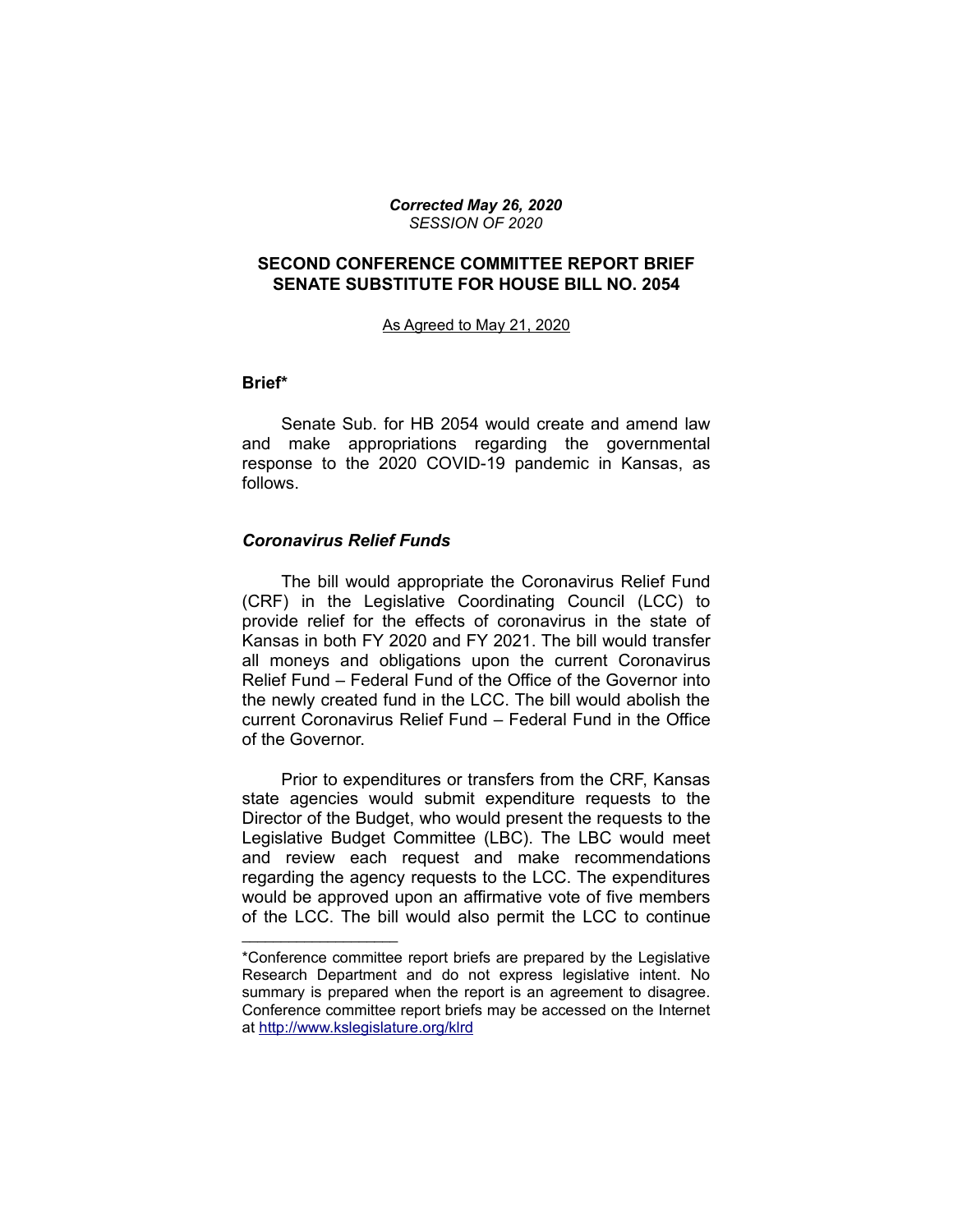***Corrected May 26, 2020***
*SESSION OF 2020*

# SECOND CONFERENCE COMMITTEE REPORT BRIEF
# SENATE SUBSTITUTE FOR HOUSE BILL NO. 2054

As Agreed to May 21, 2020

## Brief*

Senate Sub. for HB 2054 would create and amend law and make appropriations regarding the governmental response to the 2020 COVID-19 pandemic in Kansas, as follows.

### *Coronavirus Relief Funds*

The bill would appropriate the Coronavirus Relief Fund (CRF) in the Legislative Coordinating Council (LCC) to provide relief for the effects of coronavirus in the state of Kansas in both FY 2020 and FY 2021. The bill would transfer all moneys and obligations upon the current Coronavirus Relief Fund – Federal Fund of the Office of the Governor into the newly created fund in the LCC. The bill would abolish the current Coronavirus Relief Fund – Federal Fund in the Office of the Governor.

Prior to expenditures or transfers from the CRF, Kansas state agencies would submit expenditure requests to the Director of the Budget, who would present the requests to the Legislative Budget Committee (LBC). The LBC would meet and review each request and make recommendations regarding the agency requests to the LCC. The expenditures would be approved upon an affirmative vote of five members of the LCC. The bill would also permit the LCC to continue

---

*Conference committee report briefs are prepared by the Legislative Research Department and do not express legislative intent. No summary is prepared when the report is an agreement to disagree. Conference committee report briefs may be accessed on the Internet at http://www.kslegislature.org/klrd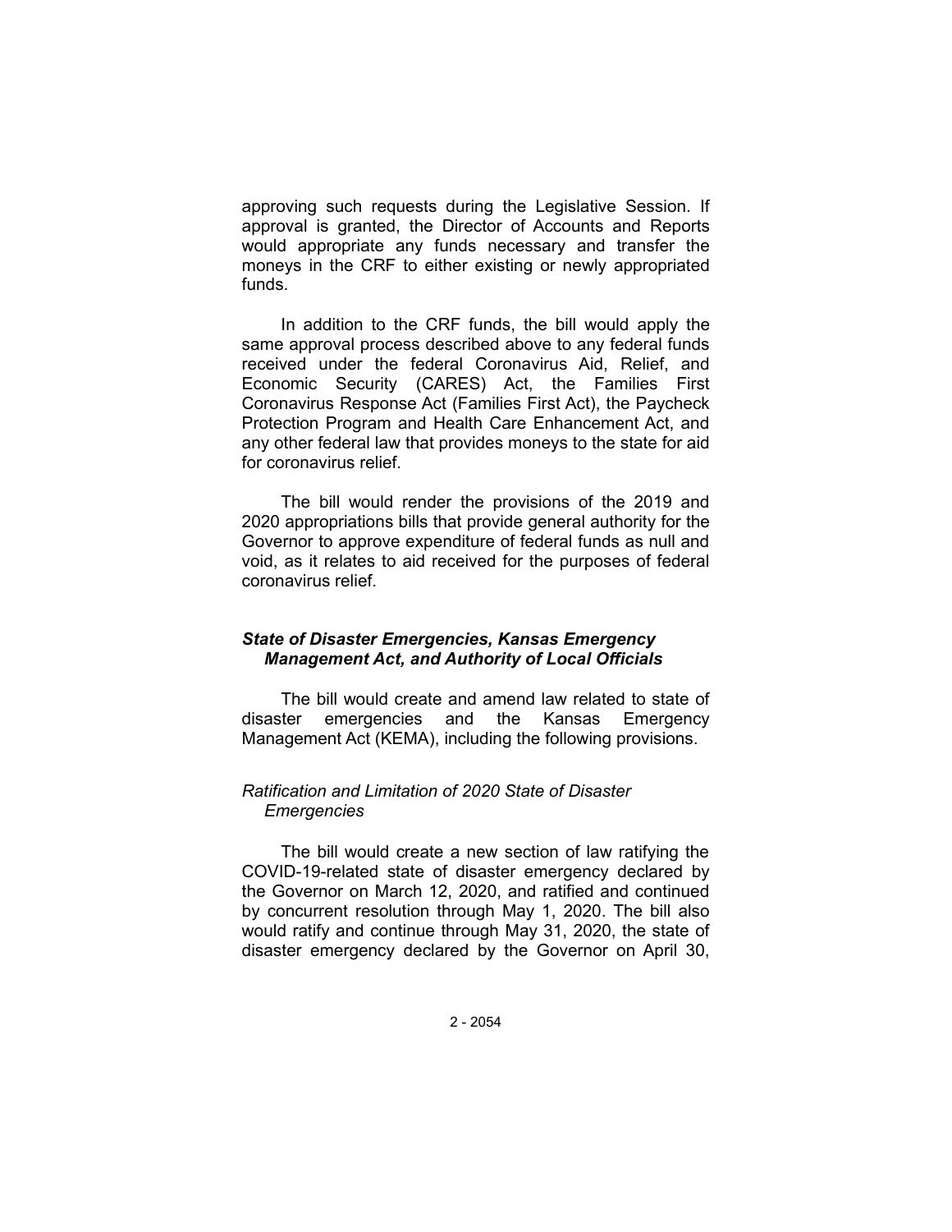approving such requests during the Legislative Session. If approval is granted, the Director of Accounts and Reports would appropriate any funds necessary and transfer the moneys in the CRF to either existing or newly appropriated funds.

In addition to the CRF funds, the bill would apply the same approval process described above to any federal funds received under the federal Coronavirus Aid, Relief, and Economic Security (CARES) Act, the Families First Coronavirus Response Act (Families First Act), the Paycheck Protection Program and Health Care Enhancement Act, and any other federal law that provides moneys to the state for aid for coronavirus relief.

The bill would render the provisions of the 2019 and 2020 appropriations bills that provide general authority for the Governor to approve expenditure of federal funds as null and void, as it relates to aid received for the purposes of federal coronavirus relief.

### *State of Disaster Emergencies, Kansas Emergency Management Act, and Authority of Local Officials*

The bill would create and amend law related to state of disaster emergencies and the Kansas Emergency Management Act (KEMA), including the following provisions.

#### *Ratification and Limitation of 2020 State of Disaster Emergencies*

The bill would create a new section of law ratifying the COVID-19-related state of disaster emergency declared by the Governor on March 12, 2020, and ratified and continued by concurrent resolution through May 1, 2020. The bill also would ratify and continue through May 31, 2020, the state of disaster emergency declared by the Governor on April 30,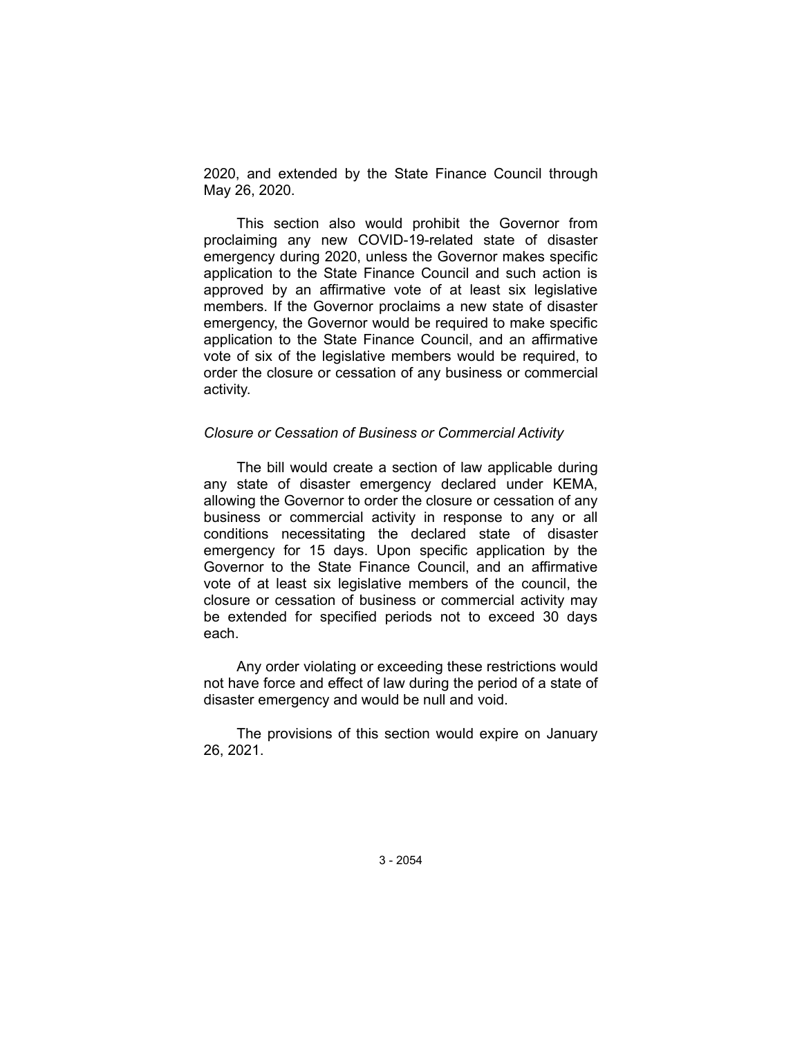2020, and extended by the State Finance Council through May 26, 2020.

This section also would prohibit the Governor from proclaiming any new COVID-19-related state of disaster emergency during 2020, unless the Governor makes specific application to the State Finance Council and such action is approved by an affirmative vote of at least six legislative members. If the Governor proclaims a new state of disaster emergency, the Governor would be required to make specific application to the State Finance Council, and an affirmative vote of six of the legislative members would be required, to order the closure or cessation of any business or commercial activity.

*Closure or Cessation of Business or Commercial Activity*

The bill would create a section of law applicable during any state of disaster emergency declared under KEMA, allowing the Governor to order the closure or cessation of any business or commercial activity in response to any or all conditions necessitating the declared state of disaster emergency for 15 days. Upon specific application by the Governor to the State Finance Council, and an affirmative vote of at least six legislative members of the council, the closure or cessation of business or commercial activity may be extended for specified periods not to exceed 30 days each.

Any order violating or exceeding these restrictions would not have force and effect of law during the period of a state of disaster emergency and would be null and void.

The provisions of this section would expire on January 26, 2021.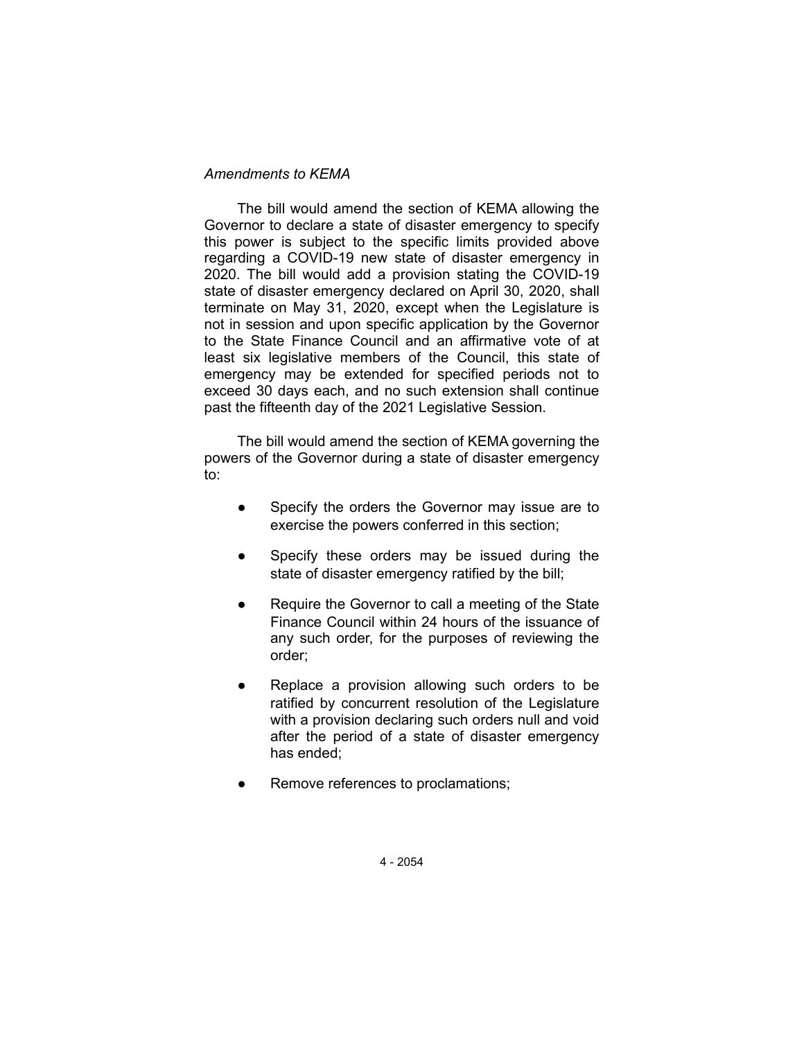*Amendments to KEMA*

The bill would amend the section of KEMA allowing the Governor to declare a state of disaster emergency to specify this power is subject to the specific limits provided above regarding a COVID-19 new state of disaster emergency in 2020. The bill would add a provision stating the COVID-19 state of disaster emergency declared on April 30, 2020, shall terminate on May 31, 2020, except when the Legislature is not in session and upon specific application by the Governor to the State Finance Council and an affirmative vote of at least six legislative members of the Council, this state of emergency may be extended for specified periods not to exceed 30 days each, and no such extension shall continue past the fifteenth day of the 2021 Legislative Session.

The bill would amend the section of KEMA governing the powers of the Governor during a state of disaster emergency to:

- Specify the orders the Governor may issue are to exercise the powers conferred in this section;
- Specify these orders may be issued during the state of disaster emergency ratified by the bill;
- Require the Governor to call a meeting of the State Finance Council within 24 hours of the issuance of any such order, for the purposes of reviewing the order;
- Replace a provision allowing such orders to be ratified by concurrent resolution of the Legislature with a provision declaring such orders null and void after the period of a state of disaster emergency has ended;
- Remove references to proclamations;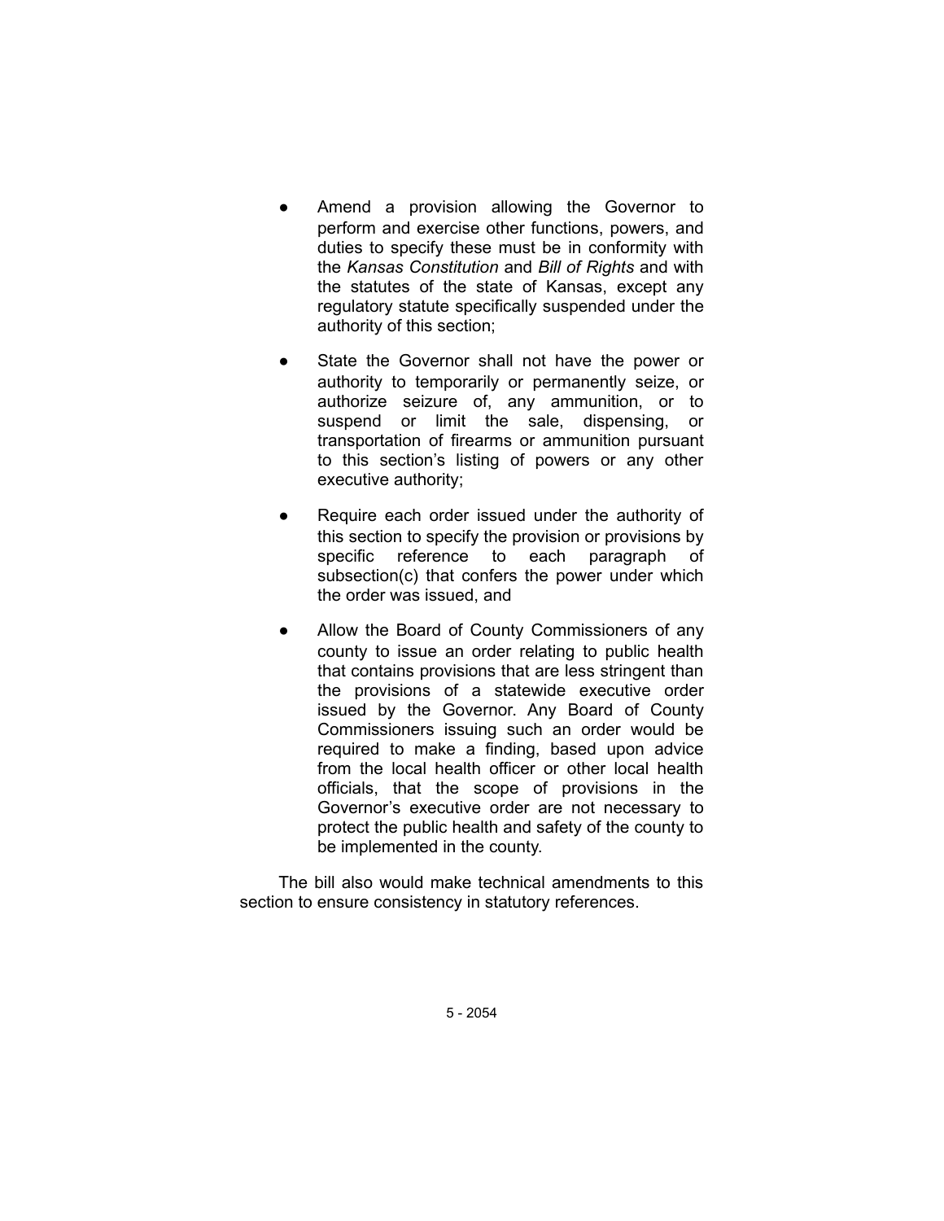- Amend a provision allowing the Governor to perform and exercise other functions, powers, and duties to specify these must be in conformity with the *Kansas Constitution* and *Bill of Rights* and with the statutes of the state of Kansas, except any regulatory statute specifically suspended under the authority of this section;
- State the Governor shall not have the power or authority to temporarily or permanently seize, or authorize seizure of, any ammunition, or to suspend or limit the sale, dispensing, or transportation of firearms or ammunition pursuant to this section's listing of powers or any other executive authority;
- Require each order issued under the authority of this section to specify the provision or provisions by specific reference to each paragraph of subsection(c) that confers the power under which the order was issued, and
- Allow the Board of County Commissioners of any county to issue an order relating to public health that contains provisions that are less stringent than the provisions of a statewide executive order issued by the Governor. Any Board of County Commissioners issuing such an order would be required to make a finding, based upon advice from the local health officer or other local health officials, that the scope of provisions in the Governor's executive order are not necessary to protect the public health and safety of the county to be implemented in the county.

The bill also would make technical amendments to this section to ensure consistency in statutory references.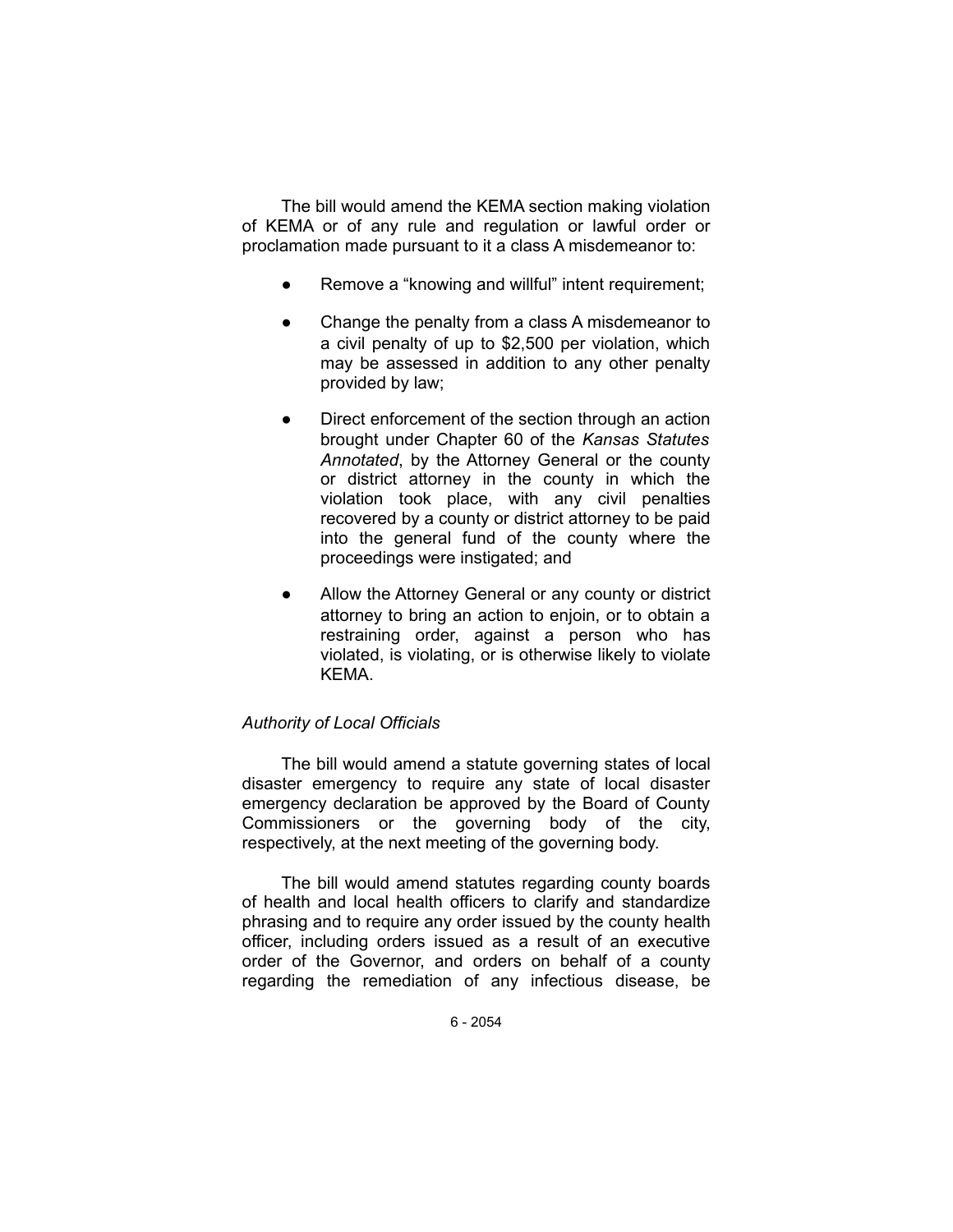The bill would amend the KEMA section making violation of KEMA or of any rule and regulation or lawful order or proclamation made pursuant to it a class A misdemeanor to:

- Remove a "knowing and willful" intent requirement;
- Change the penalty from a class A misdemeanor to a civil penalty of up to $2,500 per violation, which may be assessed in addition to any other penalty provided by law;
- Direct enforcement of the section through an action brought under Chapter 60 of the *Kansas Statutes Annotated*, by the Attorney General or the county or district attorney in the county in which the violation took place, with any civil penalties recovered by a county or district attorney to be paid into the general fund of the county where the proceedings were instigated; and
- Allow the Attorney General or any county or district attorney to bring an action to enjoin, or to obtain a restraining order, against a person who has violated, is violating, or is otherwise likely to violate KEMA.

*Authority of Local Officials*

The bill would amend a statute governing states of local disaster emergency to require any state of local disaster emergency declaration be approved by the Board of County Commissioners or the governing body of the city, respectively, at the next meeting of the governing body.

The bill would amend statutes regarding county boards of health and local health officers to clarify and standardize phrasing and to require any order issued by the county health officer, including orders issued as a result of an executive order of the Governor, and orders on behalf of a county regarding the remediation of any infectious disease, be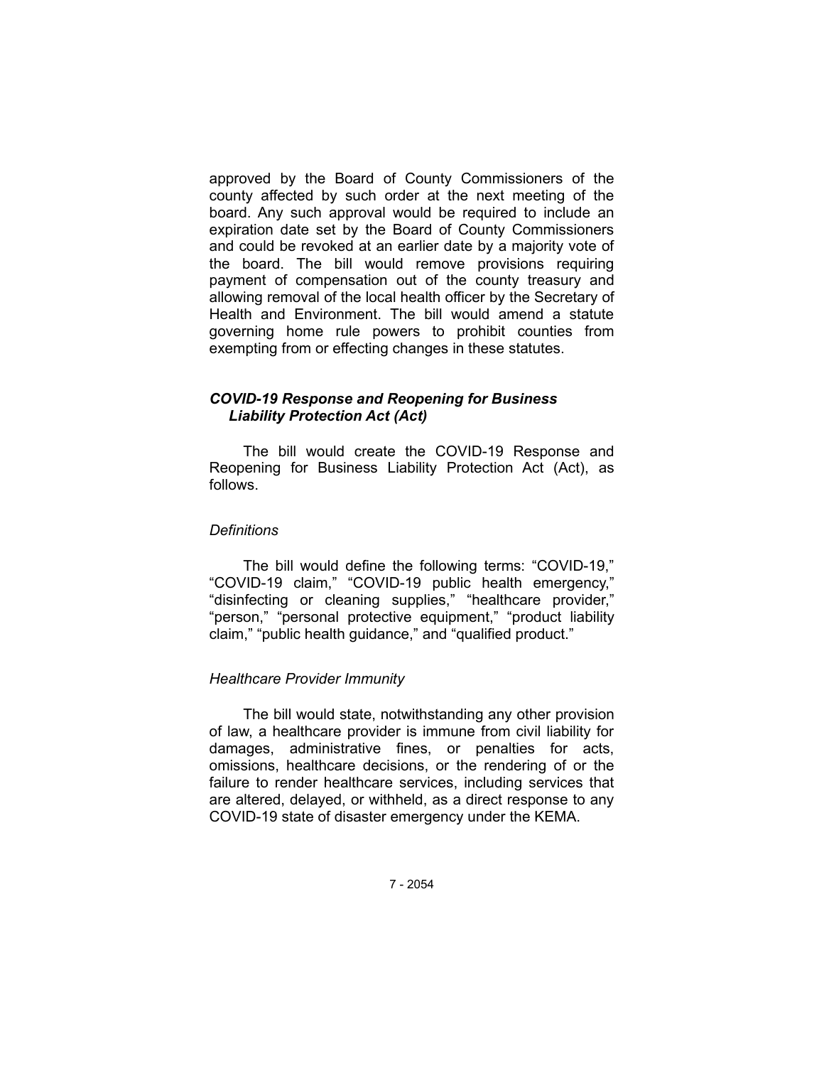approved by the Board of County Commissioners of the county affected by such order at the next meeting of the board. Any such approval would be required to include an expiration date set by the Board of County Commissioners and could be revoked at an earlier date by a majority vote of the board. The bill would remove provisions requiring payment of compensation out of the county treasury and allowing removal of the local health officer by the Secretary of Health and Environment. The bill would amend a statute governing home rule powers to prohibit counties from exempting from or effecting changes in these statutes.

### ***COVID-19 Response and Reopening for Business Liability Protection Act (Act)***

The bill would create the COVID-19 Response and Reopening for Business Liability Protection Act (Act), as follows.

#### *Definitions*

The bill would define the following terms: "COVID-19," "COVID-19 claim," "COVID-19 public health emergency," "disinfecting or cleaning supplies," "healthcare provider," "person," "personal protective equipment," "product liability claim," "public health guidance," and "qualified product."

#### *Healthcare Provider Immunity*

The bill would state, notwithstanding any other provision of law, a healthcare provider is immune from civil liability for damages, administrative fines, or penalties for acts, omissions, healthcare decisions, or the rendering of or the failure to render healthcare services, including services that are altered, delayed, or withheld, as a direct response to any COVID-19 state of disaster emergency under the KEMA.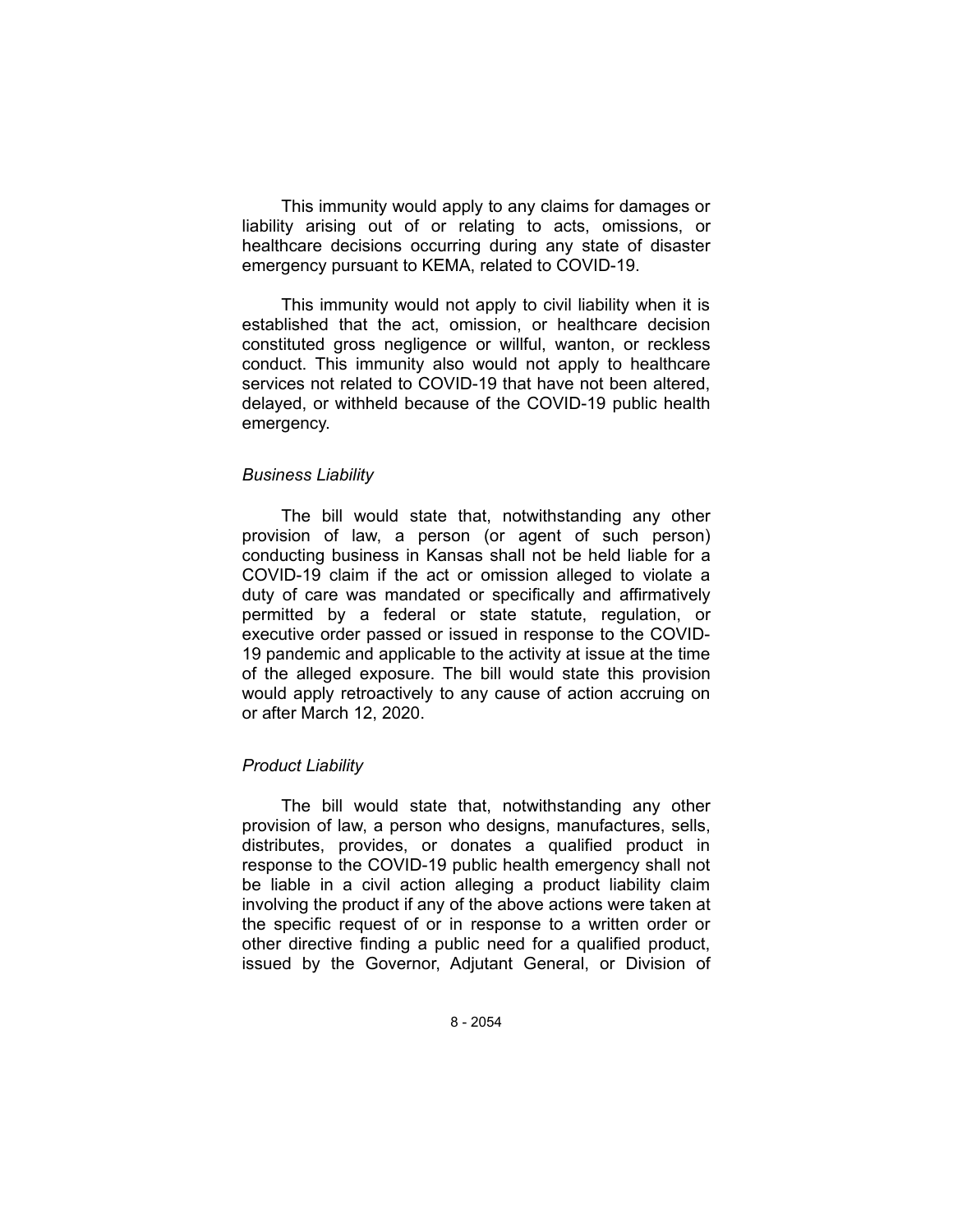This immunity would apply to any claims for damages or liability arising out of or relating to acts, omissions, or healthcare decisions occurring during any state of disaster emergency pursuant to KEMA, related to COVID-19.

This immunity would not apply to civil liability when it is established that the act, omission, or healthcare decision constituted gross negligence or willful, wanton, or reckless conduct. This immunity also would not apply to healthcare services not related to COVID-19 that have not been altered, delayed, or withheld because of the COVID-19 public health emergency.

*Business Liability*

The bill would state that, notwithstanding any other provision of law, a person (or agent of such person) conducting business in Kansas shall not be held liable for a COVID-19 claim if the act or omission alleged to violate a duty of care was mandated or specifically and affirmatively permitted by a federal or state statute, regulation, or executive order passed or issued in response to the COVID-19 pandemic and applicable to the activity at issue at the time of the alleged exposure. The bill would state this provision would apply retroactively to any cause of action accruing on or after March 12, 2020.

*Product Liability*

The bill would state that, notwithstanding any other provision of law, a person who designs, manufactures, sells, distributes, provides, or donates a qualified product in response to the COVID-19 public health emergency shall not be liable in a civil action alleging a product liability claim involving the product if any of the above actions were taken at the specific request of or in response to a written order or other directive finding a public need for a qualified product, issued by the Governor, Adjutant General, or Division of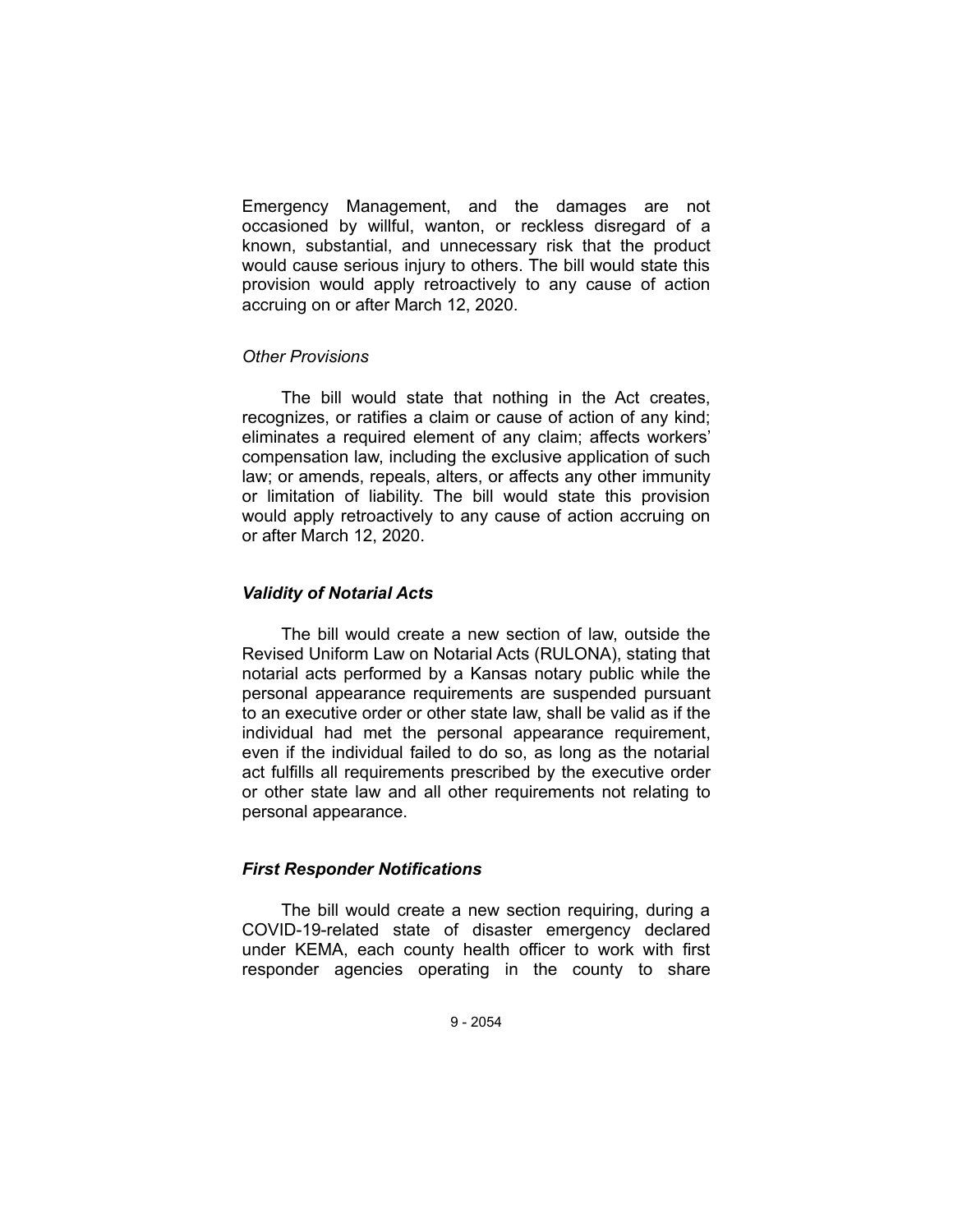Emergency Management, and the damages are not occasioned by willful, wanton, or reckless disregard of a known, substantial, and unnecessary risk that the product would cause serious injury to others. The bill would state this provision would apply retroactively to any cause of action accruing on or after March 12, 2020.

*Other Provisions*

The bill would state that nothing in the Act creates, recognizes, or ratifies a claim or cause of action of any kind; eliminates a required element of any claim; affects workers' compensation law, including the exclusive application of such law; or amends, repeals, alters, or affects any other immunity or limitation of liability. The bill would state this provision would apply retroactively to any cause of action accruing on or after March 12, 2020.

### *Validity of Notarial Acts*

The bill would create a new section of law, outside the Revised Uniform Law on Notarial Acts (RULONA), stating that notarial acts performed by a Kansas notary public while the personal appearance requirements are suspended pursuant to an executive order or other state law, shall be valid as if the individual had met the personal appearance requirement, even if the individual failed to do so, as long as the notarial act fulfills all requirements prescribed by the executive order or other state law and all other requirements not relating to personal appearance.

### *First Responder Notifications*

The bill would create a new section requiring, during a COVID-19-related state of disaster emergency declared under KEMA, each county health officer to work with first responder agencies operating in the county to share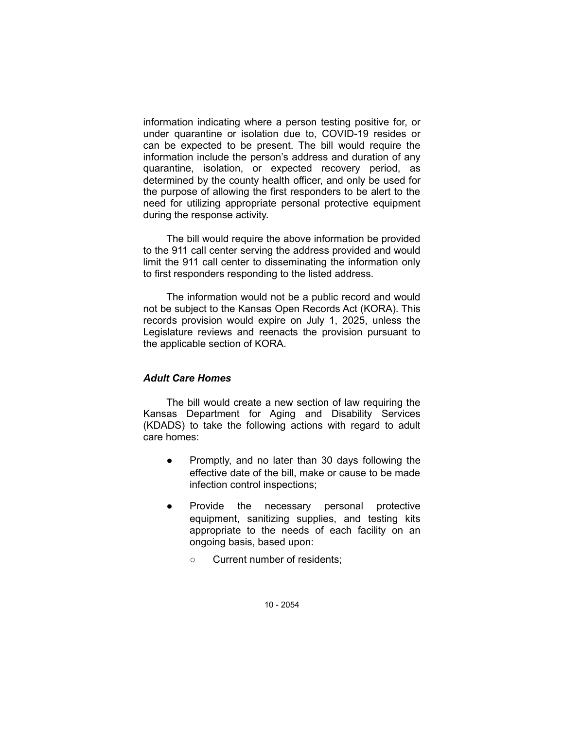information indicating where a person testing positive for, or under quarantine or isolation due to, COVID-19 resides or can be expected to be present. The bill would require the information include the person's address and duration of any quarantine, isolation, or expected recovery period, as determined by the county health officer, and only be used for the purpose of allowing the first responders to be alert to the need for utilizing appropriate personal protective equipment during the response activity.

The bill would require the above information be provided to the 911 call center serving the address provided and would limit the 911 call center to disseminating the information only to first responders responding to the listed address.

The information would not be a public record and would not be subject to the Kansas Open Records Act (KORA). This records provision would expire on July 1, 2025, unless the Legislature reviews and reenacts the provision pursuant to the applicable section of KORA.

### *Adult Care Homes*

The bill would create a new section of law requiring the Kansas Department for Aging and Disability Services (KDADS) to take the following actions with regard to adult care homes:

- Promptly, and no later than 30 days following the effective date of the bill, make or cause to be made infection control inspections;
- Provide the necessary personal protective equipment, sanitizing supplies, and testing kits appropriate to the needs of each facility on an ongoing basis, based upon:
  - Current number of residents;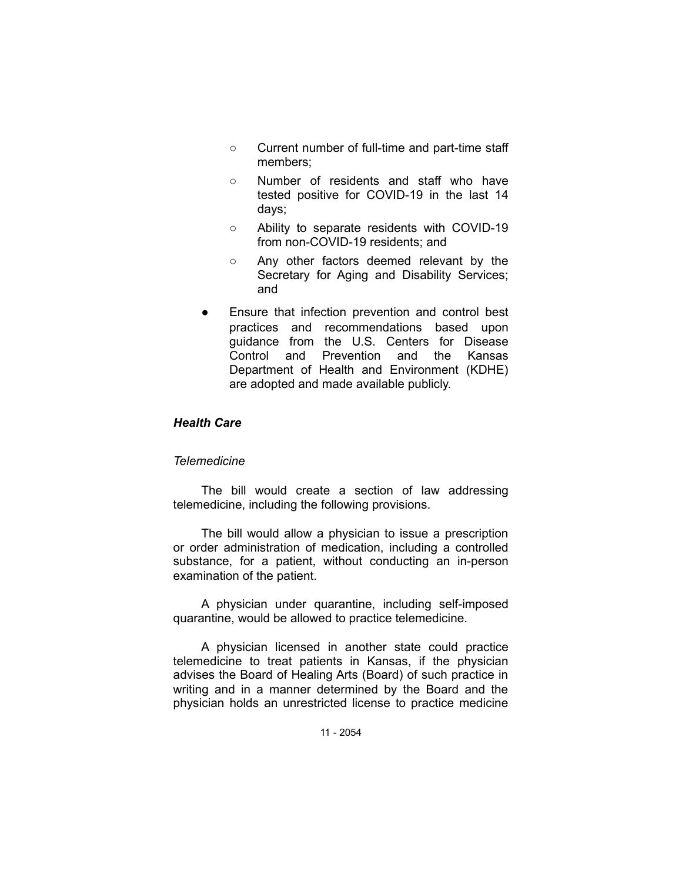- Current number of full-time and part-time staff members;
  - Number of residents and staff who have tested positive for COVID-19 in the last 14 days;
  - Ability to separate residents with COVID-19 from non-COVID-19 residents; and
  - Any other factors deemed relevant by the Secretary for Aging and Disability Services; and
- Ensure that infection prevention and control best practices and recommendations based upon guidance from the U.S. Centers for Disease Control and Prevention and the Kansas Department of Health and Environment (KDHE) are adopted and made available publicly.

### *Health Care*

#### *Telemedicine*

The bill would create a section of law addressing telemedicine, including the following provisions.

The bill would allow a physician to issue a prescription or order administration of medication, including a controlled substance, for a patient, without conducting an in-person examination of the patient.

A physician under quarantine, including self-imposed quarantine, would be allowed to practice telemedicine.

A physician licensed in another state could practice telemedicine to treat patients in Kansas, if the physician advises the Board of Healing Arts (Board) of such practice in writing and in a manner determined by the Board and the physician holds an unrestricted license to practice medicine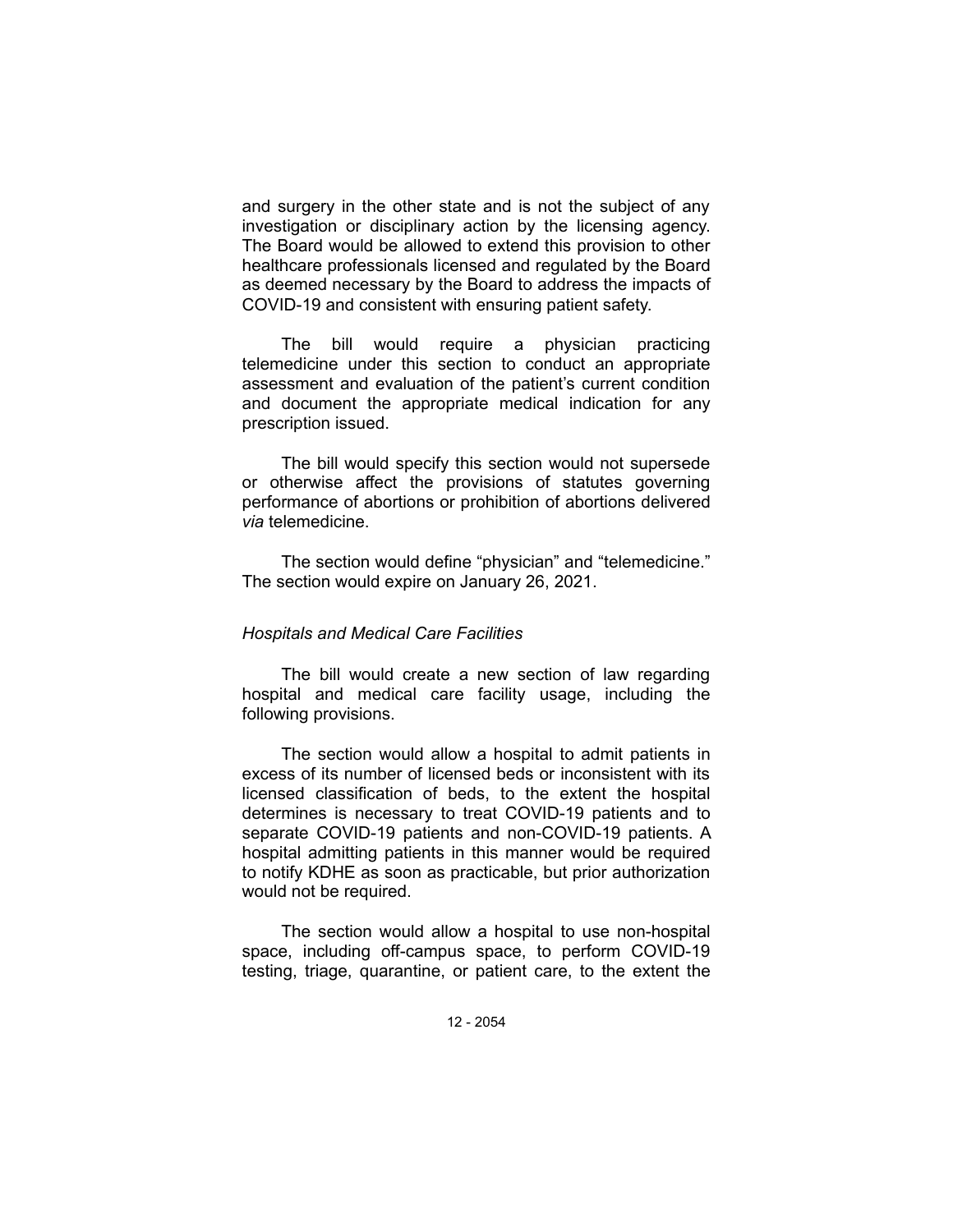and surgery in the other state and is not the subject of any investigation or disciplinary action by the licensing agency. The Board would be allowed to extend this provision to other healthcare professionals licensed and regulated by the Board as deemed necessary by the Board to address the impacts of COVID-19 and consistent with ensuring patient safety.

The bill would require a physician practicing telemedicine under this section to conduct an appropriate assessment and evaluation of the patient's current condition and document the appropriate medical indication for any prescription issued.

The bill would specify this section would not supersede or otherwise affect the provisions of statutes governing performance of abortions or prohibition of abortions delivered *via* telemedicine.

The section would define "physician" and "telemedicine." The section would expire on January 26, 2021.

*Hospitals and Medical Care Facilities*

The bill would create a new section of law regarding hospital and medical care facility usage, including the following provisions.

The section would allow a hospital to admit patients in excess of its number of licensed beds or inconsistent with its licensed classification of beds, to the extent the hospital determines is necessary to treat COVID-19 patients and to separate COVID-19 patients and non-COVID-19 patients. A hospital admitting patients in this manner would be required to notify KDHE as soon as practicable, but prior authorization would not be required.

The section would allow a hospital to use non-hospital space, including off-campus space, to perform COVID-19 testing, triage, quarantine, or patient care, to the extent the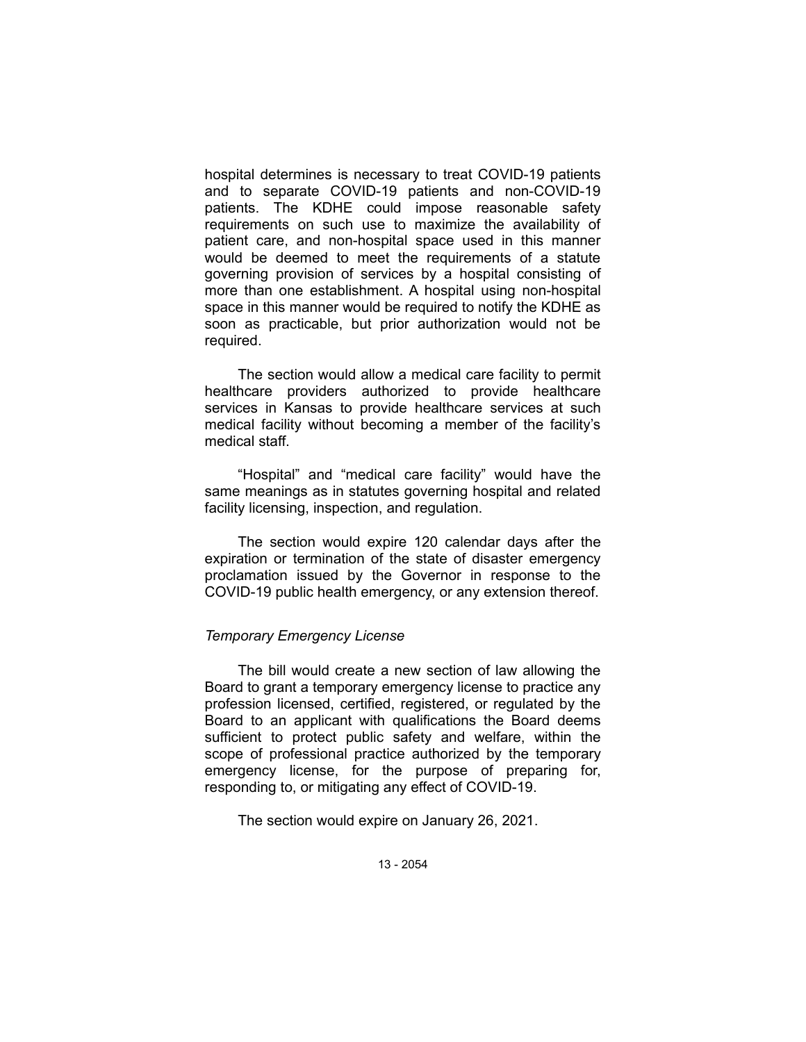hospital determines is necessary to treat COVID-19 patients and to separate COVID-19 patients and non-COVID-19 patients. The KDHE could impose reasonable safety requirements on such use to maximize the availability of patient care, and non-hospital space used in this manner would be deemed to meet the requirements of a statute governing provision of services by a hospital consisting of more than one establishment. A hospital using non-hospital space in this manner would be required to notify the KDHE as soon as practicable, but prior authorization would not be required.

The section would allow a medical care facility to permit healthcare providers authorized to provide healthcare services in Kansas to provide healthcare services at such medical facility without becoming a member of the facility's medical staff.

"Hospital" and "medical care facility" would have the same meanings as in statutes governing hospital and related facility licensing, inspection, and regulation.

The section would expire 120 calendar days after the expiration or termination of the state of disaster emergency proclamation issued by the Governor in response to the COVID-19 public health emergency, or any extension thereof.

*Temporary Emergency License*

The bill would create a new section of law allowing the Board to grant a temporary emergency license to practice any profession licensed, certified, registered, or regulated by the Board to an applicant with qualifications the Board deems sufficient to protect public safety and welfare, within the scope of professional practice authorized by the temporary emergency license, for the purpose of preparing for, responding to, or mitigating any effect of COVID-19.

The section would expire on January 26, 2021.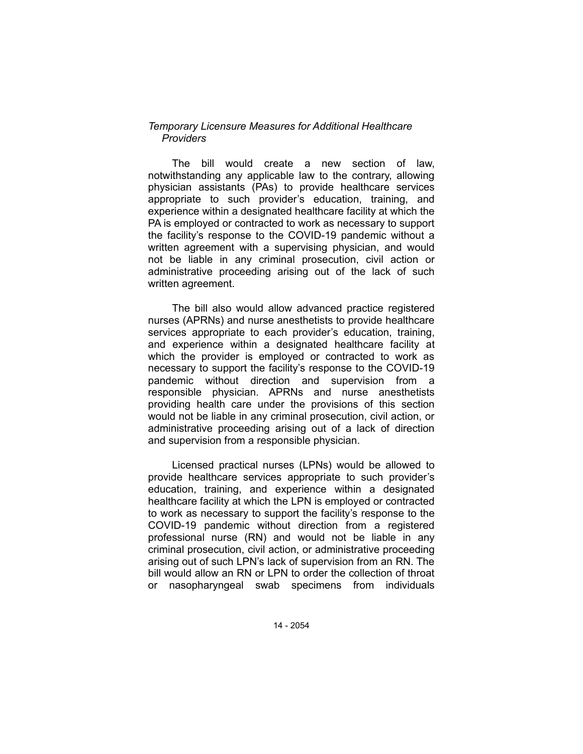*Temporary Licensure Measures for Additional Healthcare Providers*

The bill would create a new section of law, notwithstanding any applicable law to the contrary, allowing physician assistants (PAs) to provide healthcare services appropriate to such provider's education, training, and experience within a designated healthcare facility at which the PA is employed or contracted to work as necessary to support the facility's response to the COVID-19 pandemic without a written agreement with a supervising physician, and would not be liable in any criminal prosecution, civil action or administrative proceeding arising out of the lack of such written agreement.

The bill also would allow advanced practice registered nurses (APRNs) and nurse anesthetists to provide healthcare services appropriate to each provider's education, training, and experience within a designated healthcare facility at which the provider is employed or contracted to work as necessary to support the facility's response to the COVID-19 pandemic without direction and supervision from a responsible physician. APRNs and nurse anesthetists providing health care under the provisions of this section would not be liable in any criminal prosecution, civil action, or administrative proceeding arising out of a lack of direction and supervision from a responsible physician.

Licensed practical nurses (LPNs) would be allowed to provide healthcare services appropriate to such provider's education, training, and experience within a designated healthcare facility at which the LPN is employed or contracted to work as necessary to support the facility's response to the COVID-19 pandemic without direction from a registered professional nurse (RN) and would not be liable in any criminal prosecution, civil action, or administrative proceeding arising out of such LPN's lack of supervision from an RN. The bill would allow an RN or LPN to order the collection of throat or nasopharyngeal swab specimens from individuals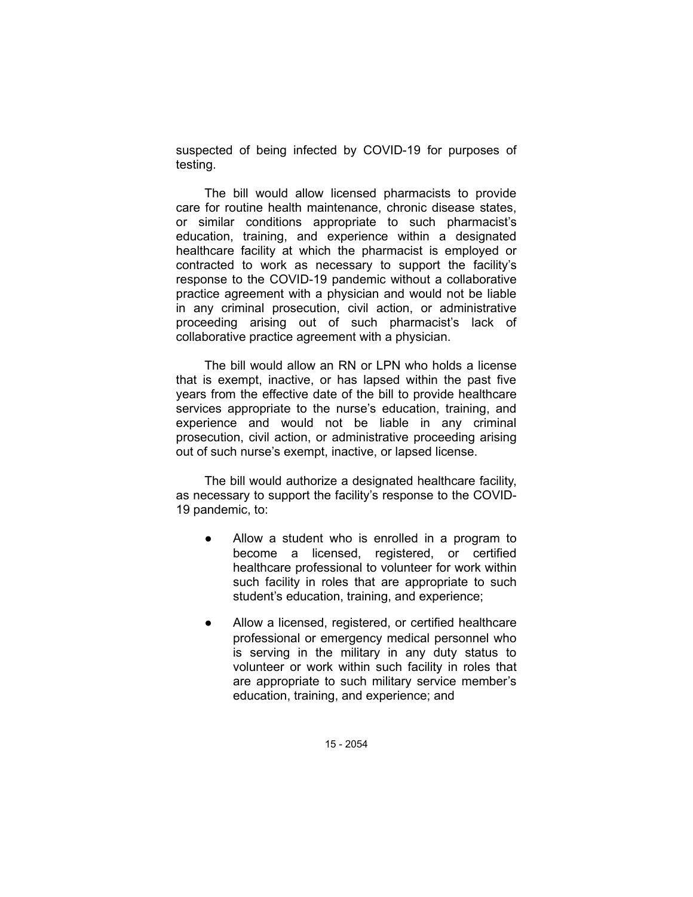suspected of being infected by COVID-19 for purposes of testing.

The bill would allow licensed pharmacists to provide care for routine health maintenance, chronic disease states, or similar conditions appropriate to such pharmacist's education, training, and experience within a designated healthcare facility at which the pharmacist is employed or contracted to work as necessary to support the facility's response to the COVID-19 pandemic without a collaborative practice agreement with a physician and would not be liable in any criminal prosecution, civil action, or administrative proceeding arising out of such pharmacist's lack of collaborative practice agreement with a physician.

The bill would allow an RN or LPN who holds a license that is exempt, inactive, or has lapsed within the past five years from the effective date of the bill to provide healthcare services appropriate to the nurse's education, training, and experience and would not be liable in any criminal prosecution, civil action, or administrative proceeding arising out of such nurse's exempt, inactive, or lapsed license.

The bill would authorize a designated healthcare facility, as necessary to support the facility's response to the COVID-19 pandemic, to:

- Allow a student who is enrolled in a program to become a licensed, registered, or certified healthcare professional to volunteer for work within such facility in roles that are appropriate to such student's education, training, and experience;
- Allow a licensed, registered, or certified healthcare professional or emergency medical personnel who is serving in the military in any duty status to volunteer or work within such facility in roles that are appropriate to such military service member's education, training, and experience; and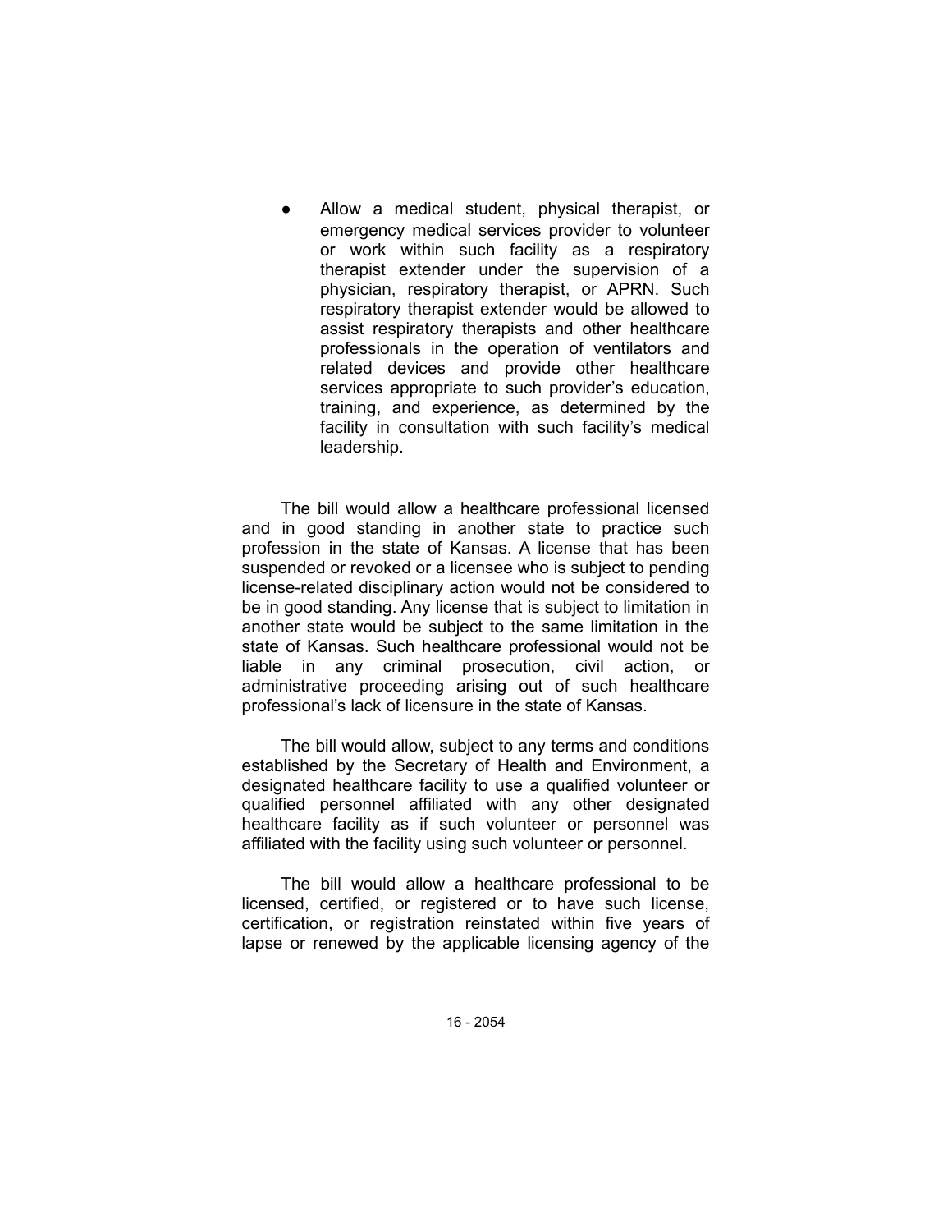- Allow a medical student, physical therapist, or emergency medical services provider to volunteer or work within such facility as a respiratory therapist extender under the supervision of a physician, respiratory therapist, or APRN. Such respiratory therapist extender would be allowed to assist respiratory therapists and other healthcare professionals in the operation of ventilators and related devices and provide other healthcare services appropriate to such provider's education, training, and experience, as determined by the facility in consultation with such facility's medical leadership.

The bill would allow a healthcare professional licensed and in good standing in another state to practice such profession in the state of Kansas. A license that has been suspended or revoked or a licensee who is subject to pending license-related disciplinary action would not be considered to be in good standing. Any license that is subject to limitation in another state would be subject to the same limitation in the state of Kansas. Such healthcare professional would not be liable in any criminal prosecution, civil action, or administrative proceeding arising out of such healthcare professional's lack of licensure in the state of Kansas.

The bill would allow, subject to any terms and conditions established by the Secretary of Health and Environment, a designated healthcare facility to use a qualified volunteer or qualified personnel affiliated with any other designated healthcare facility as if such volunteer or personnel was affiliated with the facility using such volunteer or personnel.

The bill would allow a healthcare professional to be licensed, certified, or registered or to have such license, certification, or registration reinstated within five years of lapse or renewed by the applicable licensing agency of the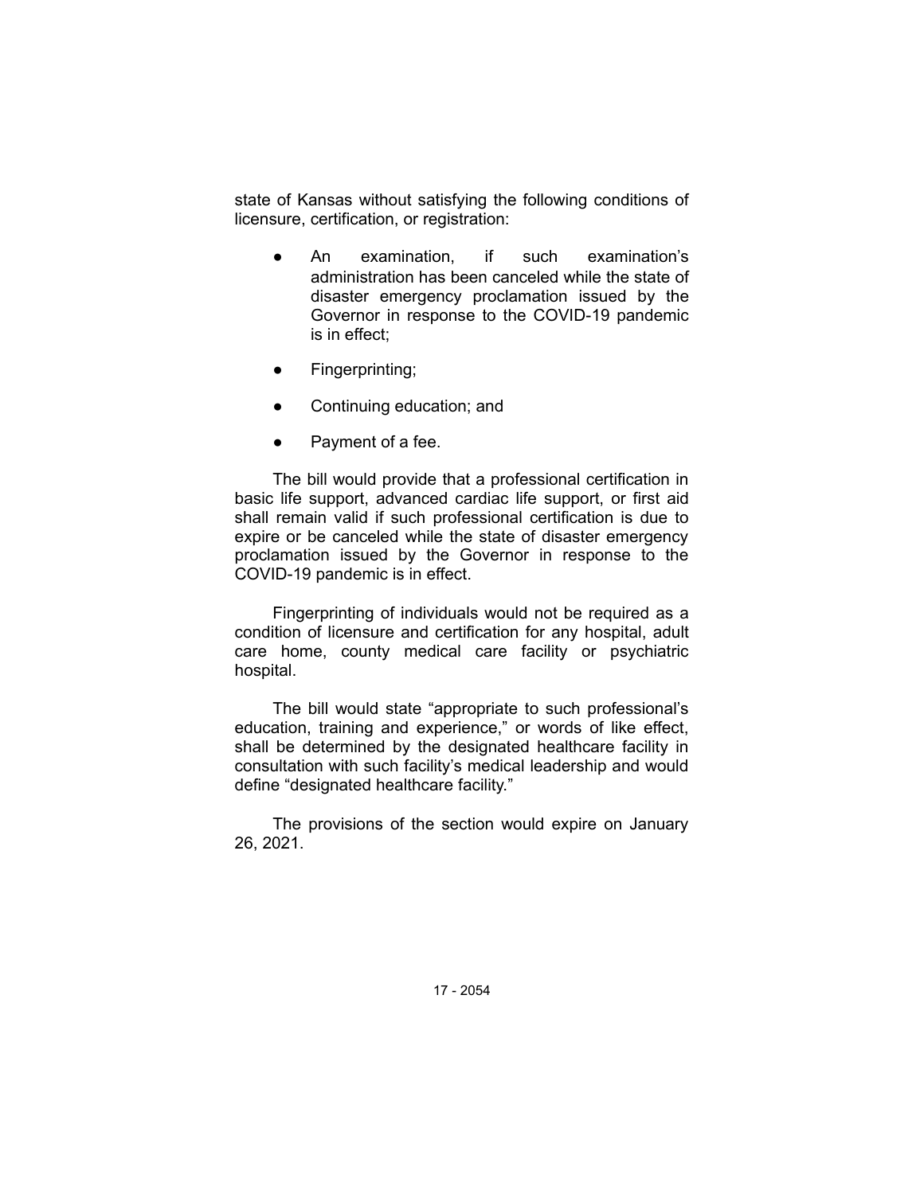state of Kansas without satisfying the following conditions of licensure, certification, or registration:

- An examination, if such examination's administration has been canceled while the state of disaster emergency proclamation issued by the Governor in response to the COVID-19 pandemic is in effect;
- Fingerprinting;
- Continuing education; and
- Payment of a fee.

The bill would provide that a professional certification in basic life support, advanced cardiac life support, or first aid shall remain valid if such professional certification is due to expire or be canceled while the state of disaster emergency proclamation issued by the Governor in response to the COVID-19 pandemic is in effect.

Fingerprinting of individuals would not be required as a condition of licensure and certification for any hospital, adult care home, county medical care facility or psychiatric hospital.

The bill would state "appropriate to such professional's education, training and experience," or words of like effect, shall be determined by the designated healthcare facility in consultation with such facility's medical leadership and would define "designated healthcare facility."

The provisions of the section would expire on January 26, 2021.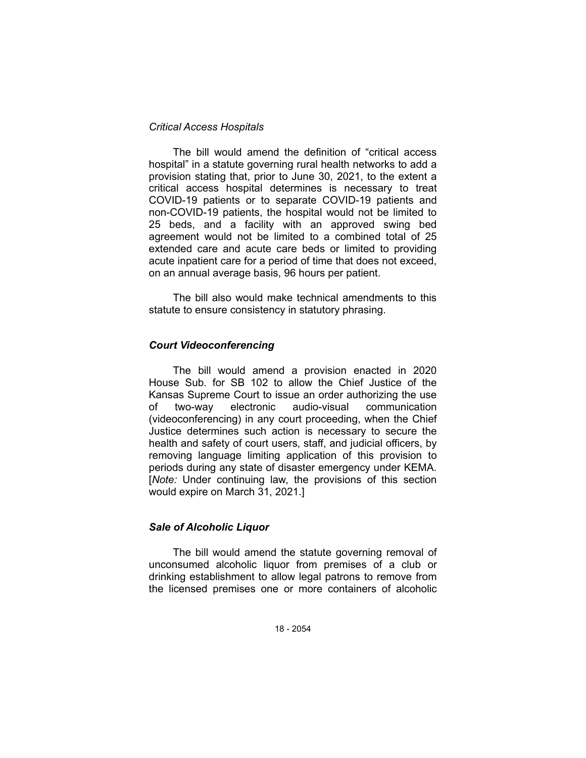*Critical Access Hospitals*

The bill would amend the definition of "critical access hospital" in a statute governing rural health networks to add a provision stating that, prior to June 30, 2021, to the extent a critical access hospital determines is necessary to treat COVID-19 patients or to separate COVID-19 patients and non-COVID-19 patients, the hospital would not be limited to 25 beds, and a facility with an approved swing bed agreement would not be limited to a combined total of 25 extended care and acute care beds or limited to providing acute inpatient care for a period of time that does not exceed, on an annual average basis, 96 hours per patient.

The bill also would make technical amendments to this statute to ensure consistency in statutory phrasing.

***Court Videoconferencing***

The bill would amend a provision enacted in 2020 House Sub. for SB 102 to allow the Chief Justice of the Kansas Supreme Court to issue an order authorizing the use of two-way electronic audio-visual communication (videoconferencing) in any court proceeding, when the Chief Justice determines such action is necessary to secure the health and safety of court users, staff, and judicial officers, by removing language limiting application of this provision to periods during any state of disaster emergency under KEMA. [*Note:* Under continuing law, the provisions of this section would expire on March 31, 2021.]

***Sale of Alcoholic Liquor***

The bill would amend the statute governing removal of unconsumed alcoholic liquor from premises of a club or drinking establishment to allow legal patrons to remove from the licensed premises one or more containers of alcoholic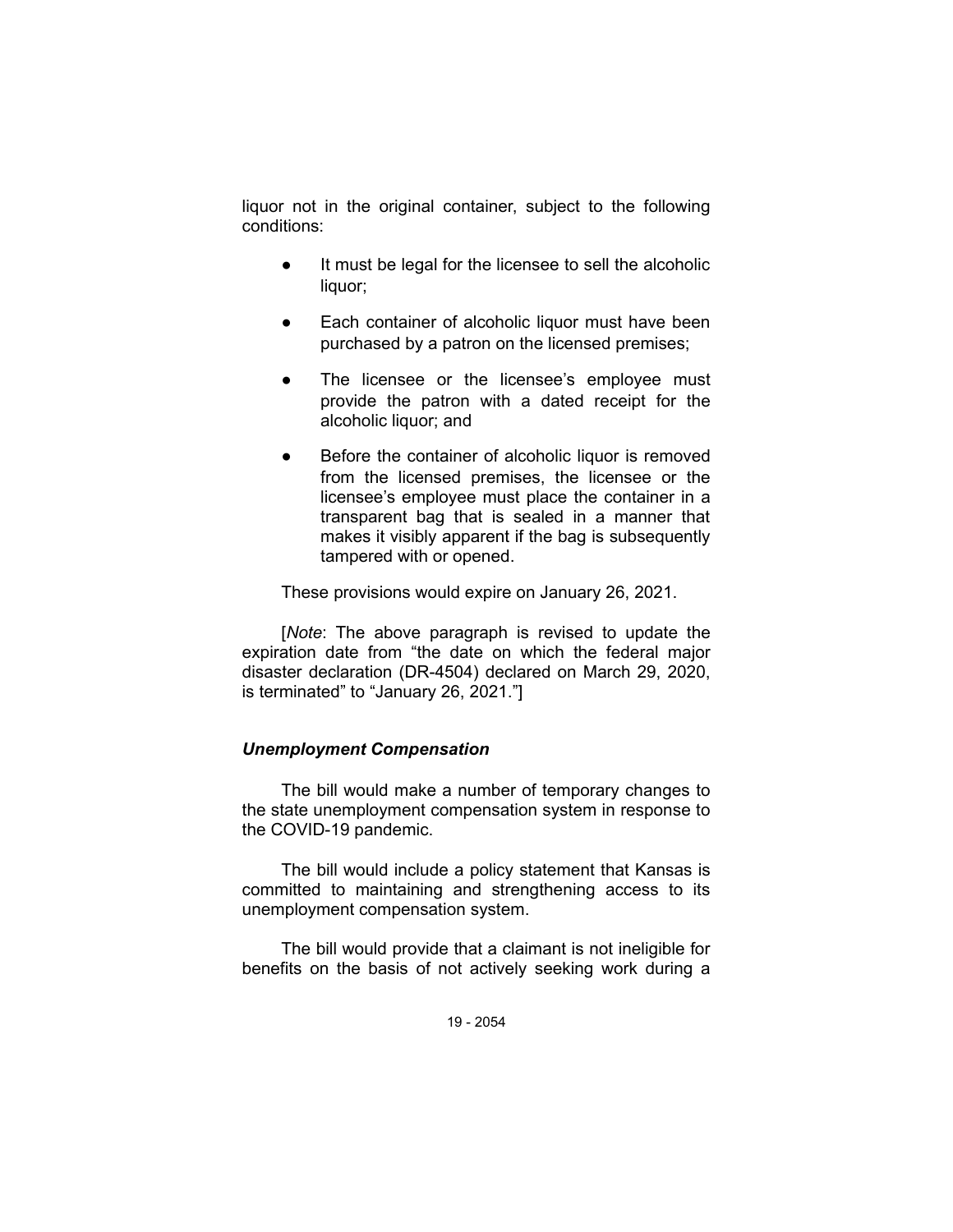liquor not in the original container, subject to the following conditions:

- It must be legal for the licensee to sell the alcoholic liquor;
- Each container of alcoholic liquor must have been purchased by a patron on the licensed premises;
- The licensee or the licensee's employee must provide the patron with a dated receipt for the alcoholic liquor; and
- Before the container of alcoholic liquor is removed from the licensed premises, the licensee or the licensee's employee must place the container in a transparent bag that is sealed in a manner that makes it visibly apparent if the bag is subsequently tampered with or opened.

These provisions would expire on January 26, 2021.

[*Note*: The above paragraph is revised to update the expiration date from "the date on which the federal major disaster declaration (DR-4504) declared on March 29, 2020, is terminated" to "January 26, 2021."]

### *Unemployment Compensation*

The bill would make a number of temporary changes to the state unemployment compensation system in response to the COVID-19 pandemic.

The bill would include a policy statement that Kansas is committed to maintaining and strengthening access to its unemployment compensation system.

The bill would provide that a claimant is not ineligible for benefits on the basis of not actively seeking work during a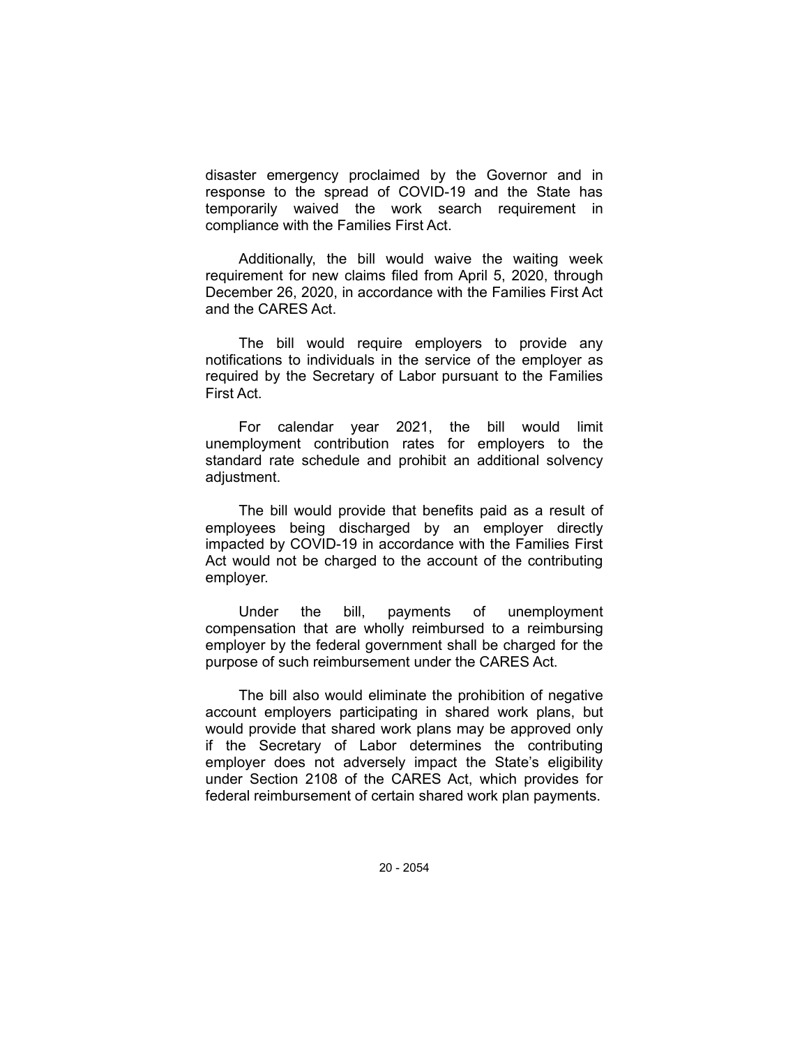disaster emergency proclaimed by the Governor and in response to the spread of COVID-19 and the State has temporarily waived the work search requirement in compliance with the Families First Act.

Additionally, the bill would waive the waiting week requirement for new claims filed from April 5, 2020, through December 26, 2020, in accordance with the Families First Act and the CARES Act.

The bill would require employers to provide any notifications to individuals in the service of the employer as required by the Secretary of Labor pursuant to the Families First Act.

For calendar year 2021, the bill would limit unemployment contribution rates for employers to the standard rate schedule and prohibit an additional solvency adjustment.

The bill would provide that benefits paid as a result of employees being discharged by an employer directly impacted by COVID-19 in accordance with the Families First Act would not be charged to the account of the contributing employer.

Under the bill, payments of unemployment compensation that are wholly reimbursed to a reimbursing employer by the federal government shall be charged for the purpose of such reimbursement under the CARES Act.

The bill also would eliminate the prohibition of negative account employers participating in shared work plans, but would provide that shared work plans may be approved only if the Secretary of Labor determines the contributing employer does not adversely impact the State's eligibility under Section 2108 of the CARES Act, which provides for federal reimbursement of certain shared work plan payments.

20 - 2054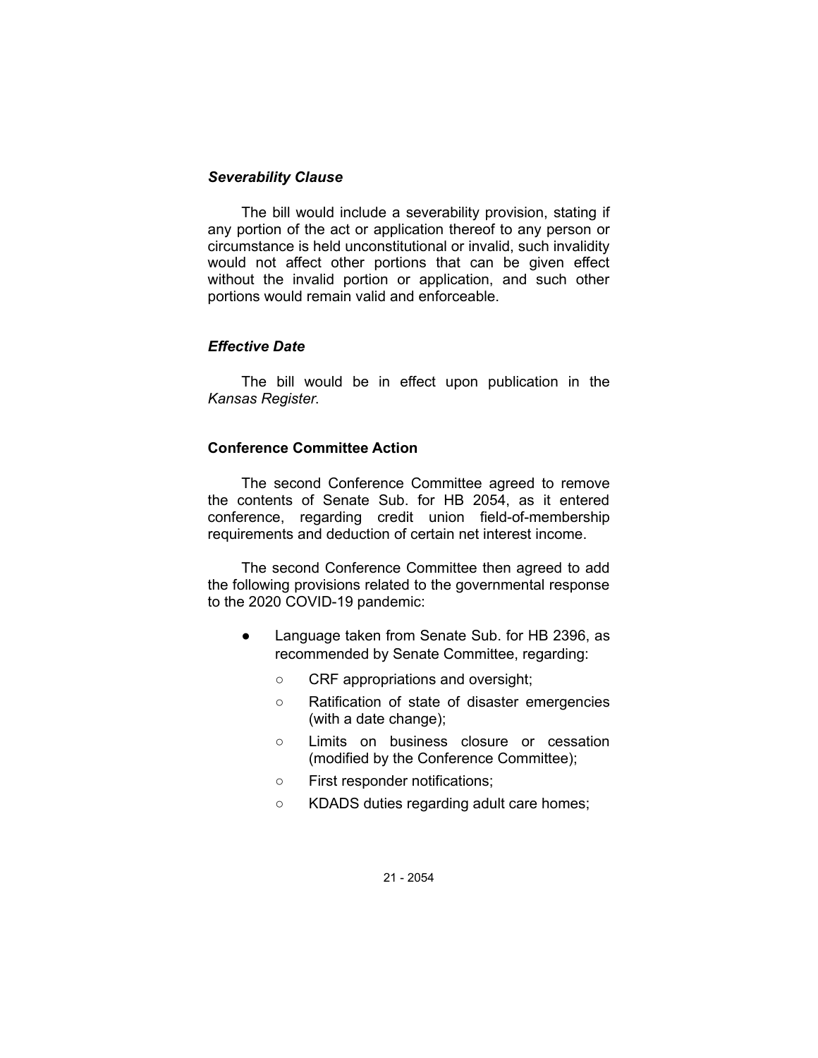### *Severability Clause*

The bill would include a severability provision, stating if any portion of the act or application thereof to any person or circumstance is held unconstitutional or invalid, such invalidity would not affect other portions that can be given effect without the invalid portion or application, and such other portions would remain valid and enforceable.

### *Effective Date*

The bill would be in effect upon publication in the *Kansas Register.*

## **Conference Committee Action**

The second Conference Committee agreed to remove the contents of Senate Sub. for HB 2054, as it entered conference, regarding credit union field-of-membership requirements and deduction of certain net interest income.

The second Conference Committee then agreed to add the following provisions related to the governmental response to the 2020 COVID-19 pandemic:

- Language taken from Senate Sub. for HB 2396, as recommended by Senate Committee, regarding:
  - CRF appropriations and oversight;
  - Ratification of state of disaster emergencies (with a date change);
  - Limits on business closure or cessation (modified by the Conference Committee);
  - First responder notifications;
  - KDADS duties regarding adult care homes;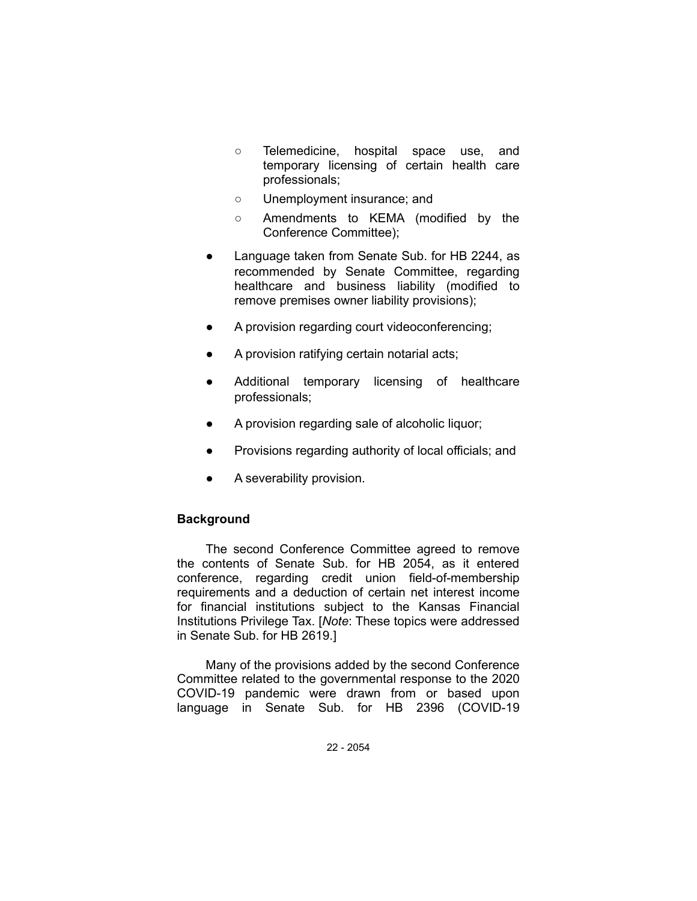- Telemedicine, hospital space use, and temporary licensing of certain health care professionals;
    - Unemployment insurance; and
    - Amendments to KEMA (modified by the Conference Committee);
- Language taken from Senate Sub. for HB 2244, as recommended by Senate Committee, regarding healthcare and business liability (modified to remove premises owner liability provisions);
- A provision regarding court videoconferencing;
- A provision ratifying certain notarial acts;
- Additional temporary licensing of healthcare professionals;
- A provision regarding sale of alcoholic liquor;
- Provisions regarding authority of local officials; and
- A severability provision.

**Background**

The second Conference Committee agreed to remove the contents of Senate Sub. for HB 2054, as it entered conference, regarding credit union field-of-membership requirements and a deduction of certain net interest income for financial institutions subject to the Kansas Financial Institutions Privilege Tax. [*Note*: These topics were addressed in Senate Sub. for HB 2619.]

Many of the provisions added by the second Conference Committee related to the governmental response to the 2020 COVID-19 pandemic were drawn from or based upon language in Senate Sub. for HB 2396 (COVID-19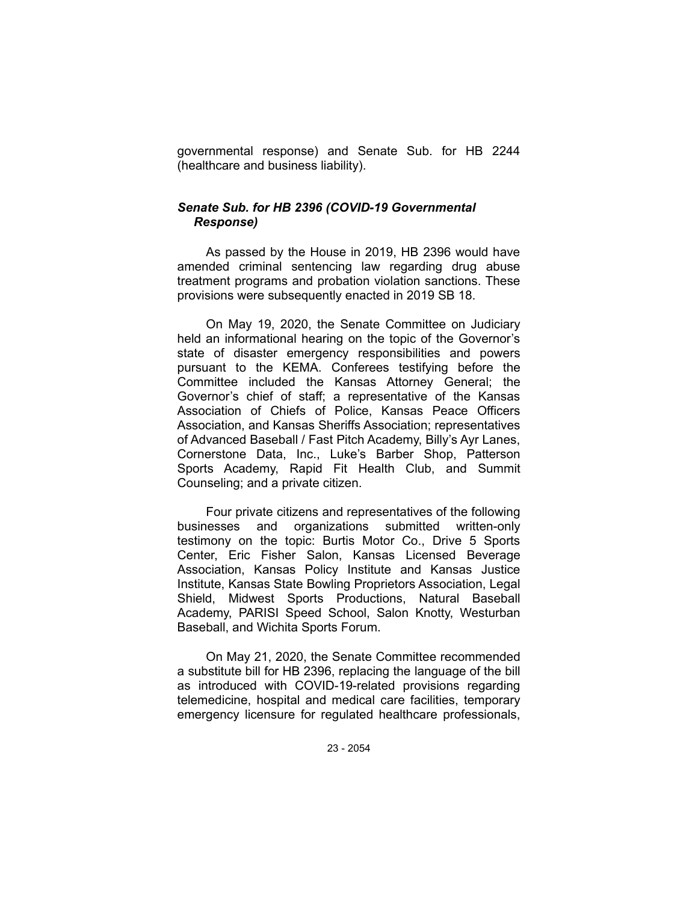governmental response) and Senate Sub. for HB 2244 (healthcare and business liability).

### *Senate Sub. for HB 2396 (COVID-19 Governmental Response)*

As passed by the House in 2019, HB 2396 would have amended criminal sentencing law regarding drug abuse treatment programs and probation violation sanctions. These provisions were subsequently enacted in 2019 SB 18.

On May 19, 2020, the Senate Committee on Judiciary held an informational hearing on the topic of the Governor's state of disaster emergency responsibilities and powers pursuant to the KEMA. Conferees testifying before the Committee included the Kansas Attorney General; the Governor's chief of staff; a representative of the Kansas Association of Chiefs of Police, Kansas Peace Officers Association, and Kansas Sheriffs Association; representatives of Advanced Baseball / Fast Pitch Academy, Billy's Ayr Lanes, Cornerstone Data, Inc., Luke's Barber Shop, Patterson Sports Academy, Rapid Fit Health Club, and Summit Counseling; and a private citizen.

Four private citizens and representatives of the following businesses and organizations submitted written-only testimony on the topic: Burtis Motor Co., Drive 5 Sports Center, Eric Fisher Salon, Kansas Licensed Beverage Association, Kansas Policy Institute and Kansas Justice Institute, Kansas State Bowling Proprietors Association, Legal Shield, Midwest Sports Productions, Natural Baseball Academy, PARISI Speed School, Salon Knotty, Westurban Baseball, and Wichita Sports Forum.

On May 21, 2020, the Senate Committee recommended a substitute bill for HB 2396, replacing the language of the bill as introduced with COVID-19-related provisions regarding telemedicine, hospital and medical care facilities, temporary emergency licensure for regulated healthcare professionals,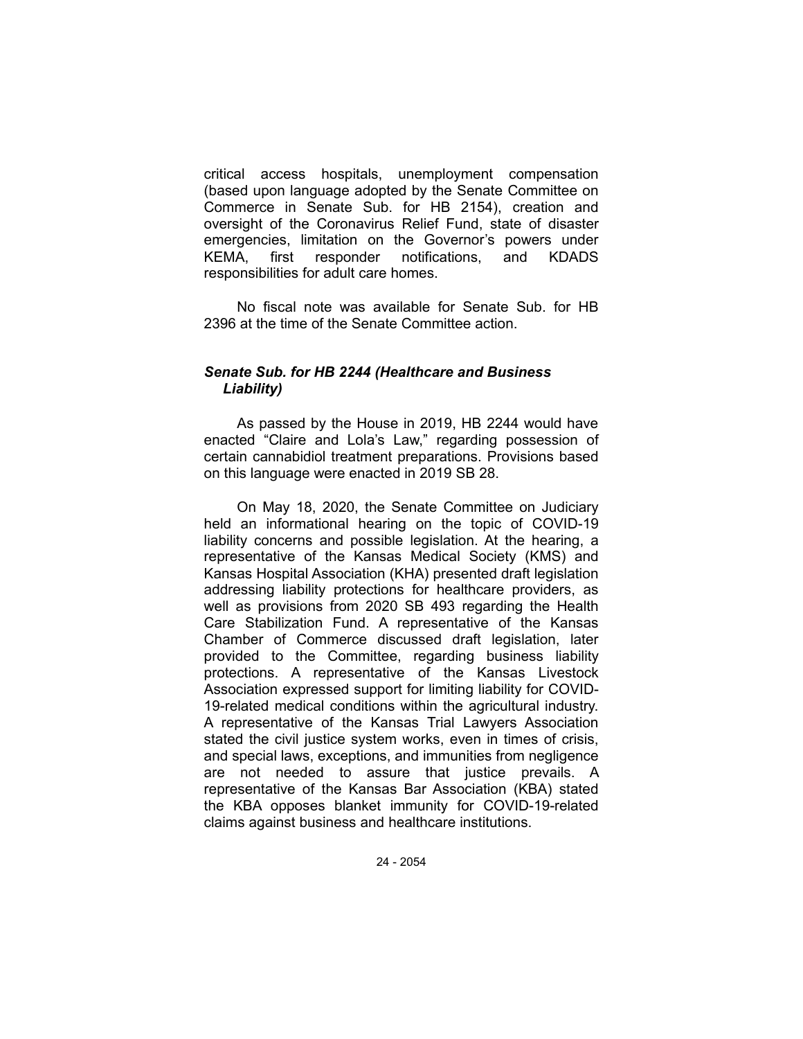critical access hospitals, unemployment compensation (based upon language adopted by the Senate Committee on Commerce in Senate Sub. for HB 2154), creation and oversight of the Coronavirus Relief Fund, state of disaster emergencies, limitation on the Governor's powers under KEMA, first responder notifications, and KDADS responsibilities for adult care homes.

No fiscal note was available for Senate Sub. for HB 2396 at the time of the Senate Committee action.

### *Senate Sub. for HB 2244 (Healthcare and Business Liability)*

As passed by the House in 2019, HB 2244 would have enacted "Claire and Lola's Law," regarding possession of certain cannabidiol treatment preparations. Provisions based on this language were enacted in 2019 SB 28.

On May 18, 2020, the Senate Committee on Judiciary held an informational hearing on the topic of COVID-19 liability concerns and possible legislation. At the hearing, a representative of the Kansas Medical Society (KMS) and Kansas Hospital Association (KHA) presented draft legislation addressing liability protections for healthcare providers, as well as provisions from 2020 SB 493 regarding the Health Care Stabilization Fund. A representative of the Kansas Chamber of Commerce discussed draft legislation, later provided to the Committee, regarding business liability protections. A representative of the Kansas Livestock Association expressed support for limiting liability for COVID-19-related medical conditions within the agricultural industry. A representative of the Kansas Trial Lawyers Association stated the civil justice system works, even in times of crisis, and special laws, exceptions, and immunities from negligence are not needed to assure that justice prevails. A representative of the Kansas Bar Association (KBA) stated the KBA opposes blanket immunity for COVID-19-related claims against business and healthcare institutions.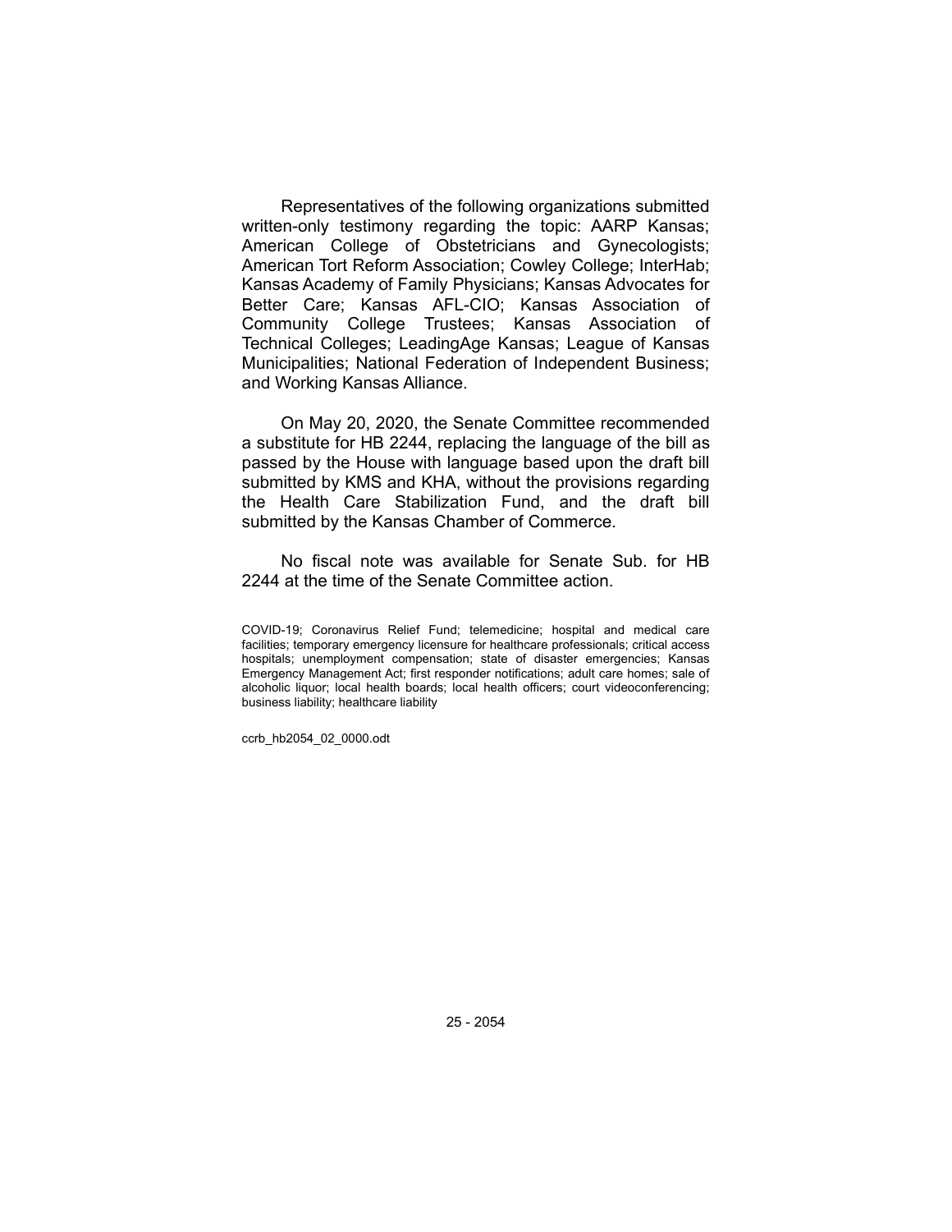Representatives of the following organizations submitted written-only testimony regarding the topic: AARP Kansas; American College of Obstetricians and Gynecologists; American Tort Reform Association; Cowley College; InterHab; Kansas Academy of Family Physicians; Kansas Advocates for Better Care; Kansas AFL-CIO; Kansas Association of Community College Trustees; Kansas Association of Technical Colleges; LeadingAge Kansas; League of Kansas Municipalities; National Federation of Independent Business; and Working Kansas Alliance.

On May 20, 2020, the Senate Committee recommended a substitute for HB 2244, replacing the language of the bill as passed by the House with language based upon the draft bill submitted by KMS and KHA, without the provisions regarding the Health Care Stabilization Fund, and the draft bill submitted by the Kansas Chamber of Commerce.

No fiscal note was available for Senate Sub. for HB 2244 at the time of the Senate Committee action.

COVID-19; Coronavirus Relief Fund; telemedicine; hospital and medical care facilities; temporary emergency licensure for healthcare professionals; critical access hospitals; unemployment compensation; state of disaster emergencies; Kansas Emergency Management Act; first responder notifications; adult care homes; sale of alcoholic liquor; local health boards; local health officers; court videoconferencing; business liability; healthcare liability

ccrb_hb2054_02_0000.odt